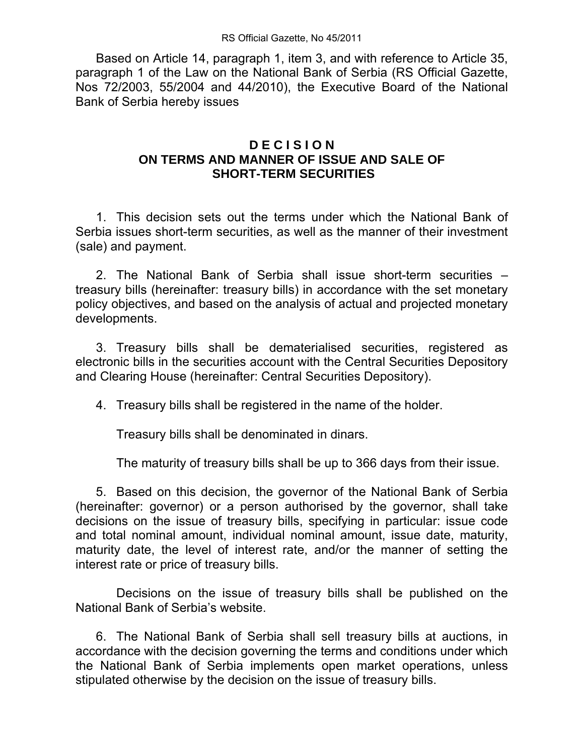Based on Article 14, paragraph 1, item 3, and with reference to Article 35, paragraph 1 of the Law on the National Bank of Serbia (RS Official Gazette, Nos 72/2003, 55/2004 and 44/2010), the Executive Board of the National Bank of Serbia hereby issues

# D E C I S I O N
# ON TERMS AND MANNER OF ISSUE AND SALE OF SHORT-TERM SECURITIES

1. This decision sets out the terms under which the National Bank of Serbia issues short-term securities, as well as the manner of their investment (sale) and payment.

2. The National Bank of Serbia shall issue short-term securities – treasury bills (hereinafter: treasury bills) in accordance with the set monetary policy objectives, and based on the analysis of actual and projected monetary developments.

3. Treasury bills shall be dematerialised securities, registered as electronic bills in the securities account with the Central Securities Depository and Clearing House (hereinafter: Central Securities Depository).

4. Treasury bills shall be registered in the name of the holder.

Treasury bills shall be denominated in dinars.

The maturity of treasury bills shall be up to 366 days from their issue.

5. Based on this decision, the governor of the National Bank of Serbia (hereinafter: governor) or a person authorised by the governor, shall take decisions on the issue of treasury bills, specifying in particular: issue code and total nominal amount, individual nominal amount, issue date, maturity, maturity date, the level of interest rate, and/or the manner of setting the interest rate or price of treasury bills.

Decisions on the issue of treasury bills shall be published on the National Bank of Serbia's website.

6. The National Bank of Serbia shall sell treasury bills at auctions, in accordance with the decision governing the terms and conditions under which the National Bank of Serbia implements open market operations, unless stipulated otherwise by the decision on the issue of treasury bills.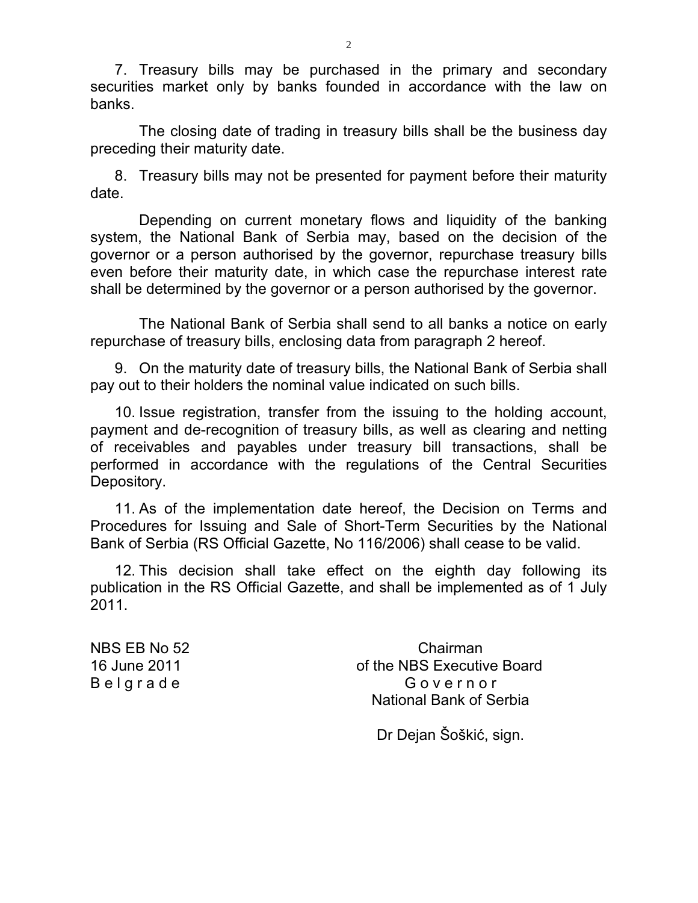7. Treasury bills may be purchased in the primary and secondary securities market only by banks founded in accordance with the law on banks.

The closing date of trading in treasury bills shall be the business day preceding their maturity date.

8. Treasury bills may not be presented for payment before their maturity date.

Depending on current monetary flows and liquidity of the banking system, the National Bank of Serbia may, based on the decision of the governor or a person authorised by the governor, repurchase treasury bills even before their maturity date, in which case the repurchase interest rate shall be determined by the governor or a person authorised by the governor.

The National Bank of Serbia shall send to all banks a notice on early repurchase of treasury bills, enclosing data from paragraph 2 hereof.

9. On the maturity date of treasury bills, the National Bank of Serbia shall pay out to their holders the nominal value indicated on such bills.

10. Issue registration, transfer from the issuing to the holding account, payment and de-recognition of treasury bills, as well as clearing and netting of receivables and payables under treasury bill transactions, shall be performed in accordance with the regulations of the Central Securities Depository.

11. As of the implementation date hereof, the Decision on Terms and Procedures for Issuing and Sale of Short-Term Securities by the National Bank of Serbia (RS Official Gazette, No 116/2006) shall cease to be valid.

12. This decision shall take effect on the eighth day following its publication in the RS Official Gazette, and shall be implemented as of 1 July 2011.

NBS EB No 52
16 June 2011
B e l g r a d e

Chairman
of the NBS Executive Board
G o v e r n o r
National Bank of Serbia

Dr Dejan Šoškić, sign.